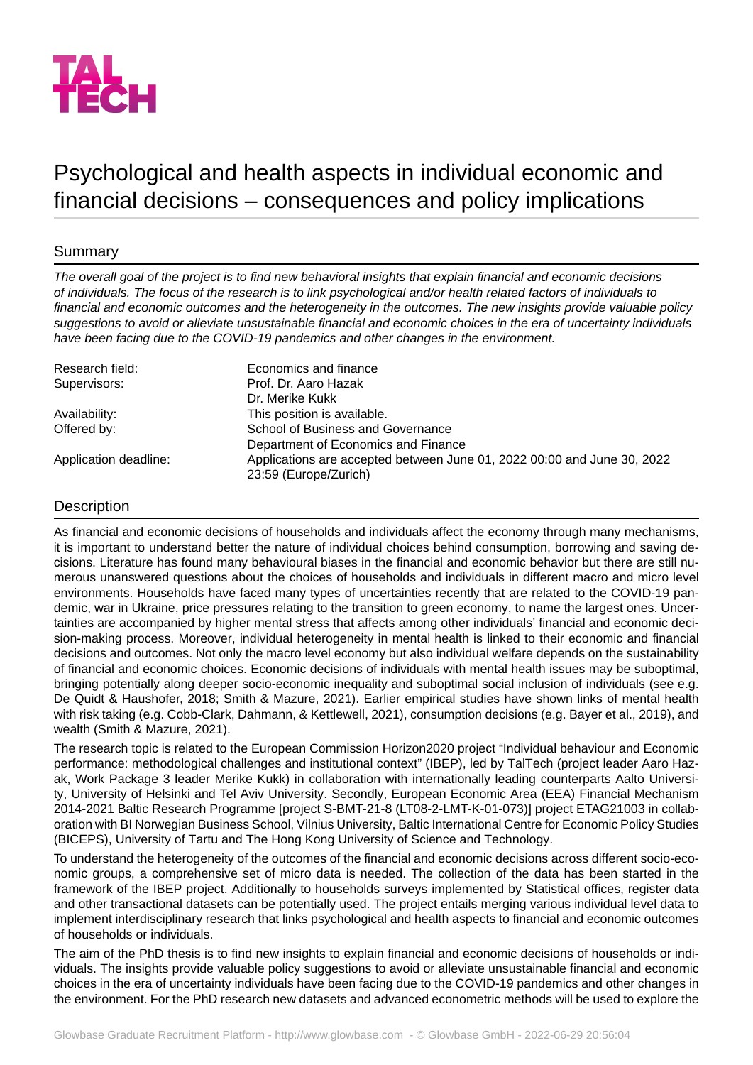TAL TECH

# Psychological and health aspects in individual economic and financial decisions – consequences and policy implications

## Summary

*The overall goal of the project is to find new behavioral insights that explain financial and economic decisions of individuals. The focus of the research is to link psychological and/or health related factors of individuals to financial and economic outcomes and the heterogeneity in the outcomes. The new insights provide valuable policy suggestions to avoid or alleviate unsustainable financial and economic choices in the era of uncertainty individuals have been facing due to the COVID-19 pandemics and other changes in the environment.*

| | |
|---|---|
| Research field: | Economics and finance |
| Supervisors: | Prof. Dr. Aaro Hazak<br>Dr. Merike Kukk |
| Availability: | This position is available. |
| Offered by: | School of Business and Governance<br>Department of Economics and Finance |
| Application deadline: | Applications are accepted between June 01, 2022 00:00 and June 30, 2022 23:59 (Europe/Zurich) |

## Description

As financial and economic decisions of households and individuals affect the economy through many mechanisms, it is important to understand better the nature of individual choices behind consumption, borrowing and saving decisions. Literature has found many behavioural biases in the financial and economic behavior but there are still numerous unanswered questions about the choices of households and individuals in different macro and micro level environments. Households have faced many types of uncertainties recently that are related to the COVID-19 pandemic, war in Ukraine, price pressures relating to the transition to green economy, to name the largest ones. Uncertainties are accompanied by higher mental stress that affects among other individuals' financial and economic decision-making process. Moreover, individual heterogeneity in mental health is linked to their economic and financial decisions and outcomes. Not only the macro level economy but also individual welfare depends on the sustainability of financial and economic choices. Economic decisions of individuals with mental health issues may be suboptimal, bringing potentially along deeper socio-economic inequality and suboptimal social inclusion of individuals (see e.g. De Quidt & Haushofer, 2018; Smith & Mazure, 2021). Earlier empirical studies have shown links of mental health with risk taking (e.g. Cobb-Clark, Dahmann, & Kettlewell, 2021), consumption decisions (e.g. Bayer et al., 2019), and wealth (Smith & Mazure, 2021).

The research topic is related to the European Commission Horizon2020 project "Individual behaviour and Economic performance: methodological challenges and institutional context" (IBEP), led by TalTech (project leader Aaro Hazak, Work Package 3 leader Merike Kukk) in collaboration with internationally leading counterparts Aalto University, University of Helsinki and Tel Aviv University. Secondly, European Economic Area (EEA) Financial Mechanism 2014-2021 Baltic Research Programme [project S-BMT-21-8 (LT08-2-LMT-K-01-073)] project ETAG21003 in collaboration with BI Norwegian Business School, Vilnius University, Baltic International Centre for Economic Policy Studies (BICEPS), University of Tartu and The Hong Kong University of Science and Technology.

To understand the heterogeneity of the outcomes of the financial and economic decisions across different socio-economic groups, a comprehensive set of micro data is needed. The collection of the data has been started in the framework of the IBEP project. Additionally to households surveys implemented by Statistical offices, register data and other transactional datasets can be potentially used. The project entails merging various individual level data to implement interdisciplinary research that links psychological and health aspects to financial and economic outcomes of households or individuals.

The aim of the PhD thesis is to find new insights to explain financial and economic decisions of households or individuals. The insights provide valuable policy suggestions to avoid or alleviate unsustainable financial and economic choices in the era of uncertainty individuals have been facing due to the COVID-19 pandemics and other changes in the environment. For the PhD research new datasets and advanced econometric methods will be used to explore the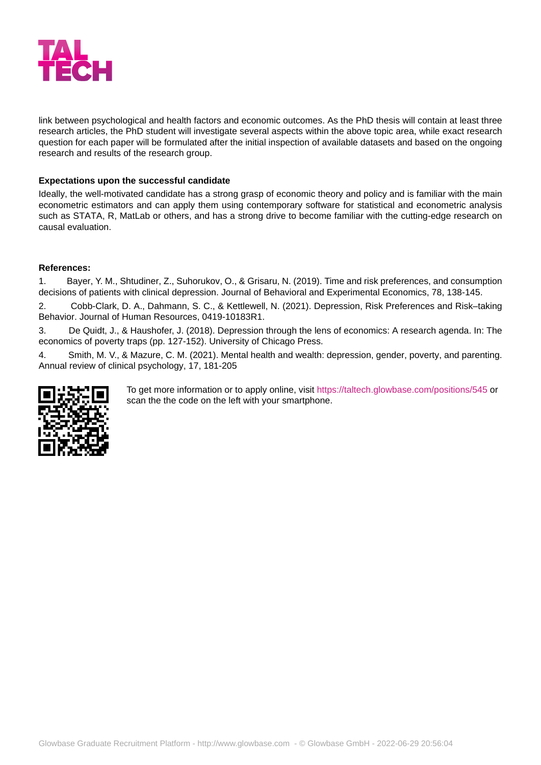link between psychological and health factors and economic outcomes. As the PhD thesis will contain at least three research articles, the PhD student will investigate several aspects within the above topic area, while exact research question for each paper will be formulated after the initial inspection of available datasets and based on the ongoing research and results of the research group.

**Expectations upon the successful candidate**

Ideally, the well-motivated candidate has a strong grasp of economic theory and policy and is familiar with the main econometric estimators and can apply them using contemporary software for statistical and econometric analysis such as STATA, R, MatLab or others, and has a strong drive to become familiar with the cutting-edge research on causal evaluation.

**References:**

1. Bayer, Y. M., Shtudiner, Z., Suhorukov, O., & Grisaru, N. (2019). Time and risk preferences, and consumption decisions of patients with clinical depression. Journal of Behavioral and Experimental Economics, 78, 138-145.
2. Cobb-Clark, D. A., Dahmann, S. C., & Kettlewell, N. (2021). Depression, Risk Preferences and Risk–taking Behavior. Journal of Human Resources, 0419-10183R1.
3. De Quidt, J., & Haushofer, J. (2018). Depression through the lens of economics: A research agenda. In: The economics of poverty traps (pp. 127-152). University of Chicago Press.
4. Smith, M. V., & Mazure, C. M. (2021). Mental health and wealth: depression, gender, poverty, and parenting. Annual review of clinical psychology, 17, 181-205

To get more information or to apply online, visit https://taltech.glowbase.com/positions/545 or scan the the code on the left with your smartphone.